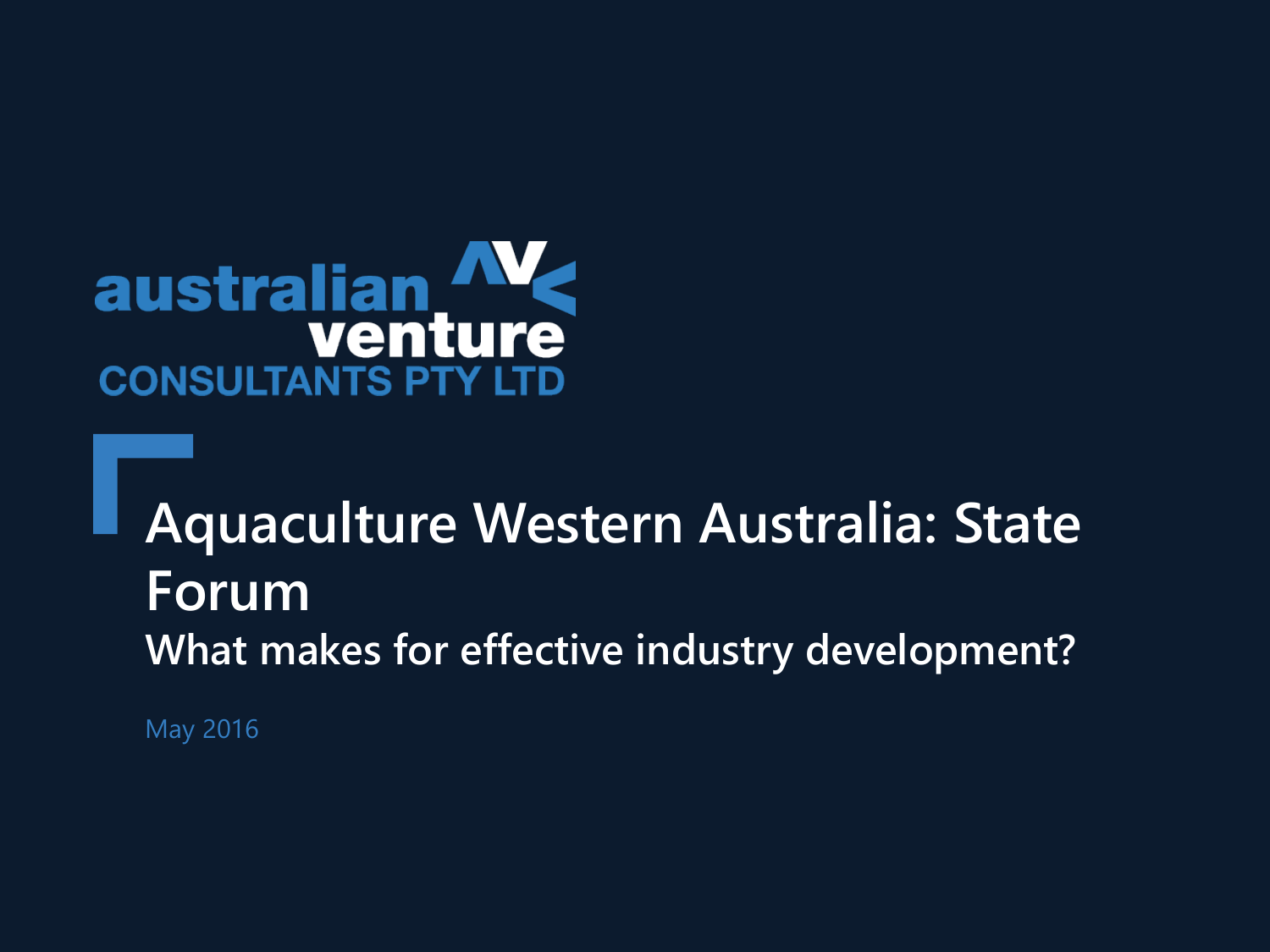australian venture CONSULTANTS PTY LTD

# Aquaculture Western Australia: State Forum

## What makes for effective industry development?

May 2016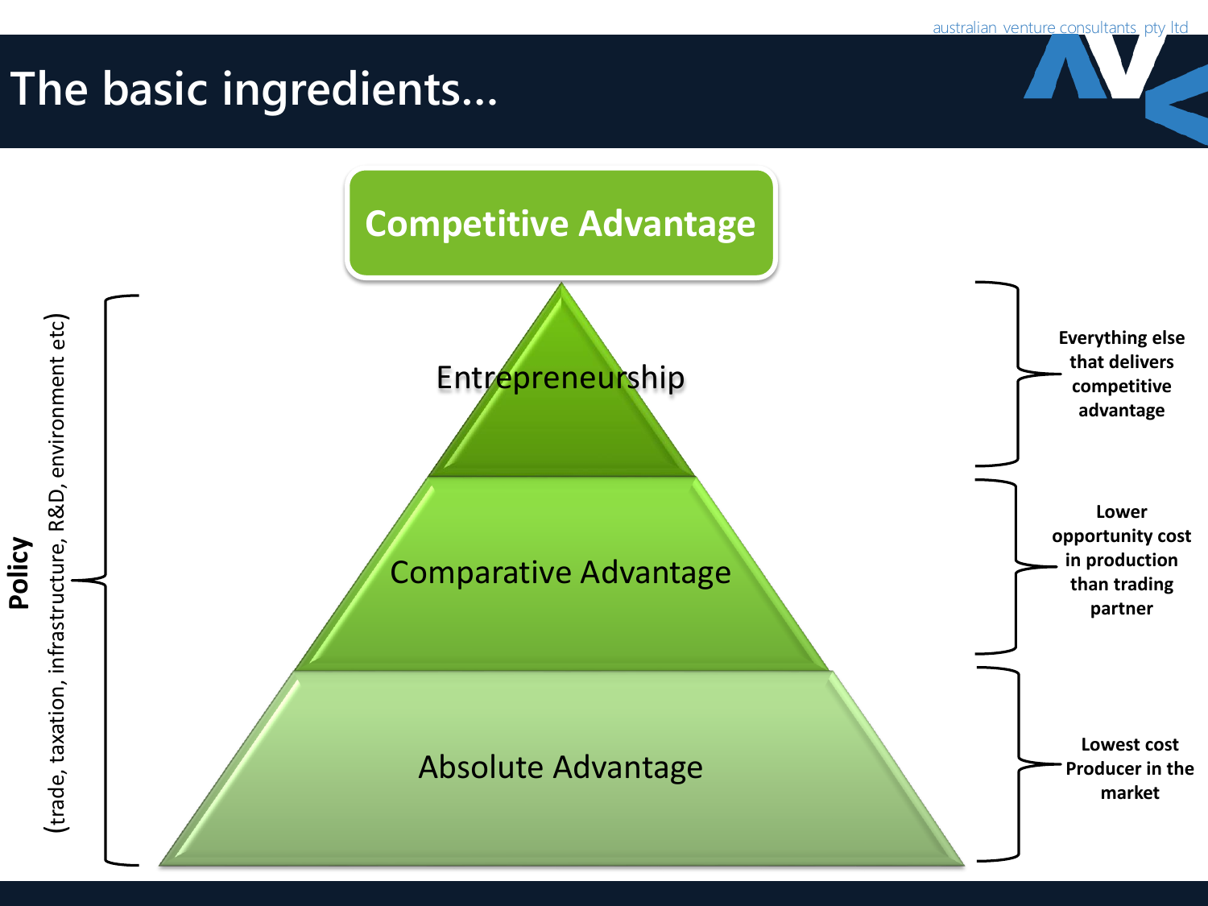# The basic ingredients...

**Competitive Advantage**

| Pyramid level | Description |
| --- | --- |
| Entrepreneurship | Everything else that delivers competitive advantage |
| Comparative Advantage | Lower opportunity cost in production than trading partner |
| Absolute Advantage | Lowest cost Producer in the market |

**Policy**
(trade, taxation, infrastructure, R&D, environment etc)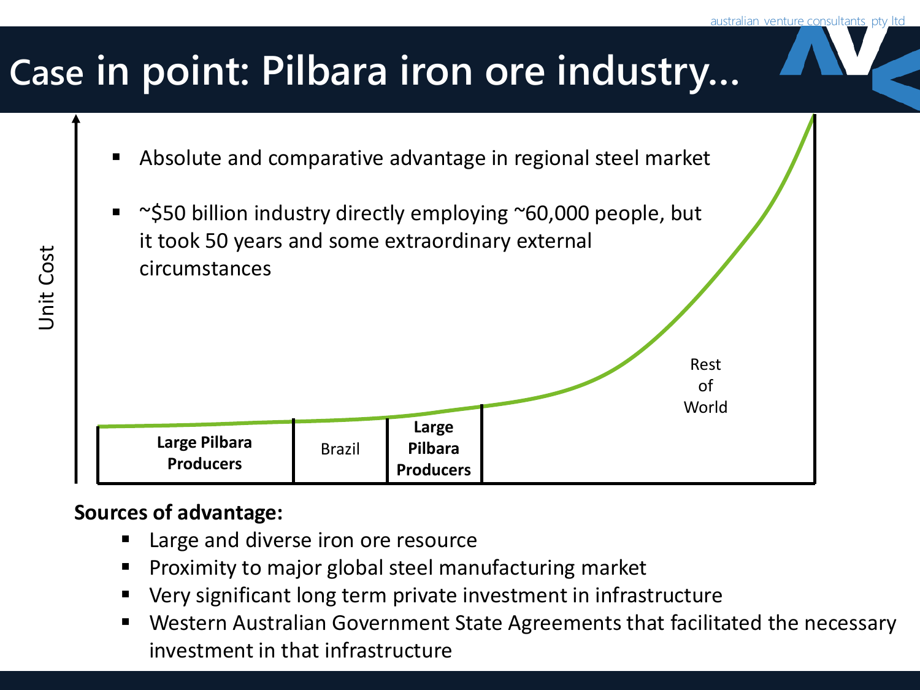# Case in point: Pilbara iron ore industry…

- Absolute and comparative advantage in regional steel market
- ~$50 billion industry directly employing ~60,000 people, but it took 50 years and some extraordinary external circumstances

Unit Cost

**Large Pilbara Producers** | Brazil | **Large Pilbara Producers** | Rest of World

**Sources of advantage:**

- Large and diverse iron ore resource
- Proximity to major global steel manufacturing market
- Very significant long term private investment in infrastructure
- Western Australian Government State Agreements that facilitated the necessary investment in that infrastructure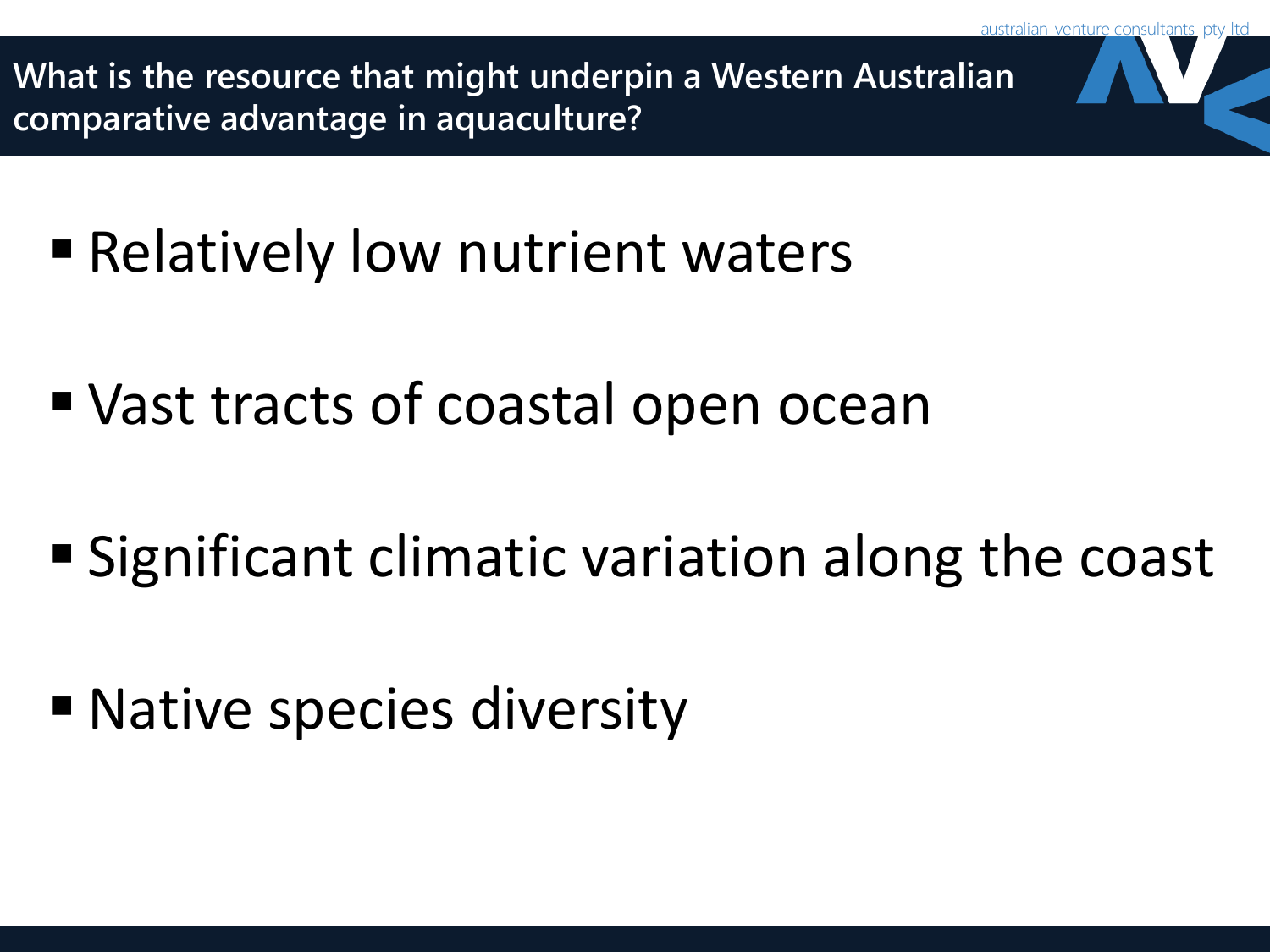## What is the resource that might underpin a Western Australian comparative advantage in aquaculture?

- Relatively low nutrient waters
- Vast tracts of coastal open ocean
- Significant climatic variation along the coast
- Native species diversity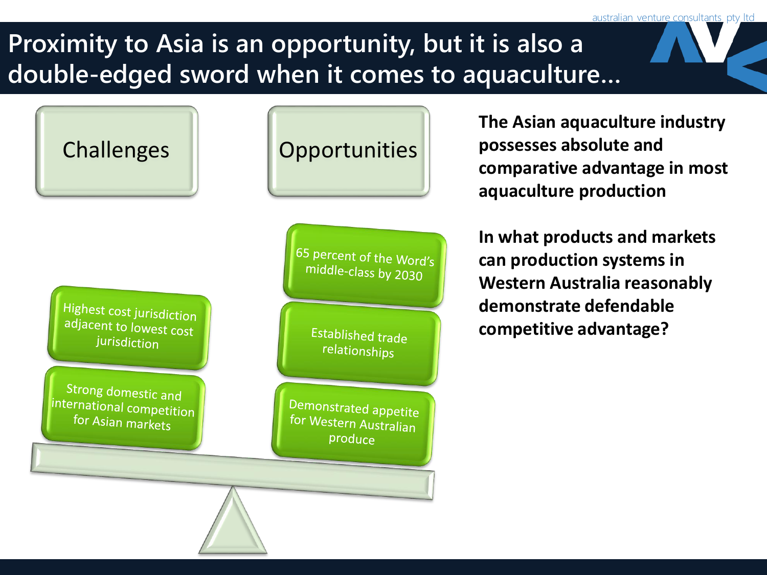# Proximity to Asia is an opportunity, but it is also a double-edged sword when it comes to aquaculture…

**Challenges**

- Highest cost jurisdiction adjacent to lowest cost jurisdiction
- Strong domestic and international competition for Asian markets

**Opportunities**

- 65 percent of the Word's middle-class by 2030
- Established trade relationships
- Demonstrated appetite for Western Australian produce

**The Asian aquaculture industry possesses absolute and comparative advantage in most aquaculture production**

**In what products and markets can production systems in Western Australia reasonably demonstrate defendable competitive advantage?**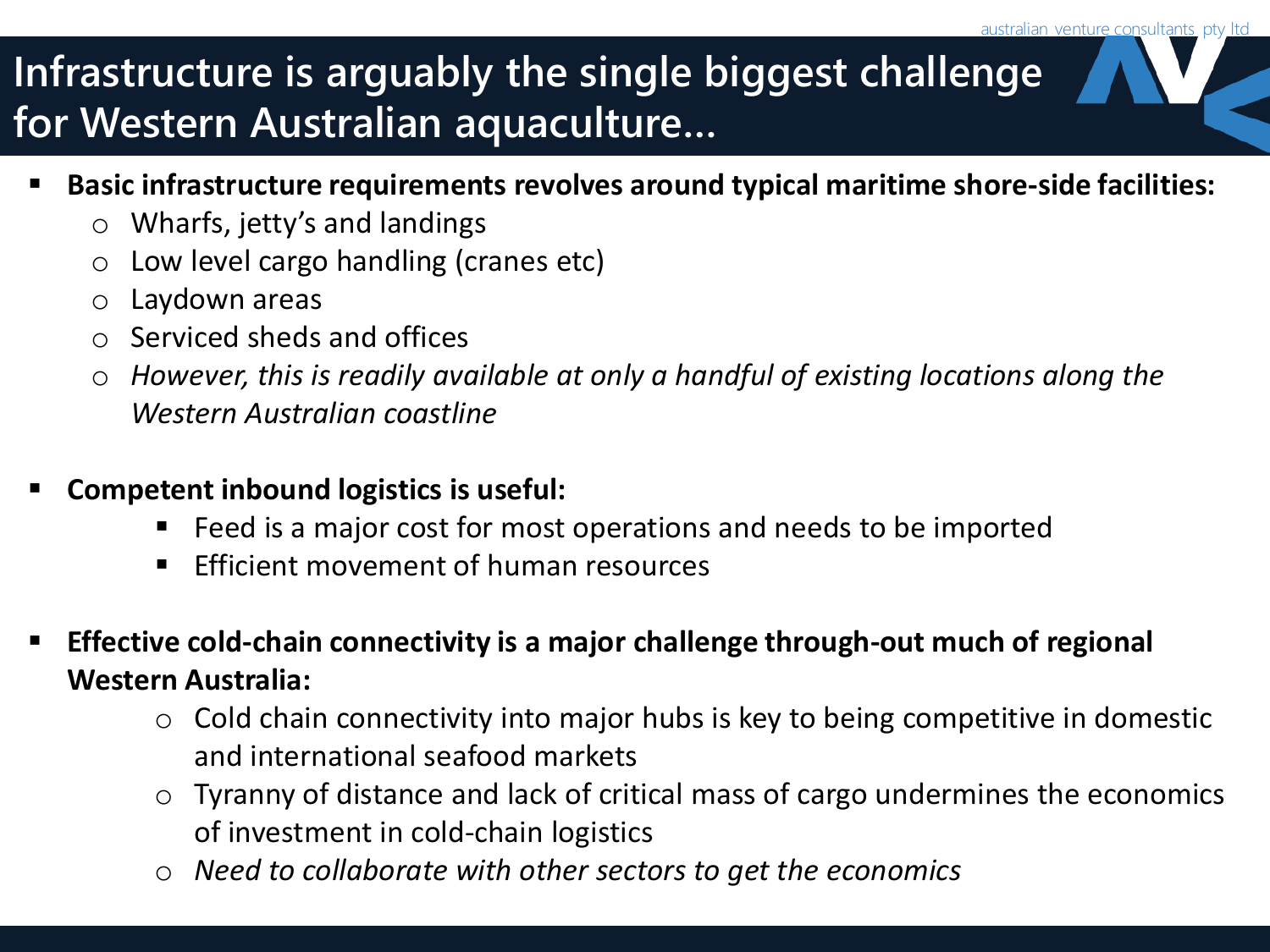# Infrastructure is arguably the single biggest challenge for Western Australian aquaculture…

- **Basic infrastructure requirements revolves around typical maritime shore-side facilities:**
  - Wharfs, jetty's and landings
  - Low level cargo handling (cranes etc)
  - Laydown areas
  - Serviced sheds and offices
  - *However, this is readily available at only a handful of existing locations along the Western Australian coastline*

- **Competent inbound logistics is useful:**
  - Feed is a major cost for most operations and needs to be imported
  - Efficient movement of human resources

- **Effective cold-chain connectivity is a major challenge through-out much of regional Western Australia:**
  - Cold chain connectivity into major hubs is key to being competitive in domestic and international seafood markets
  - Tyranny of distance and lack of critical mass of cargo undermines the economics of investment in cold-chain logistics
  - *Need to collaborate with other sectors to get the economics*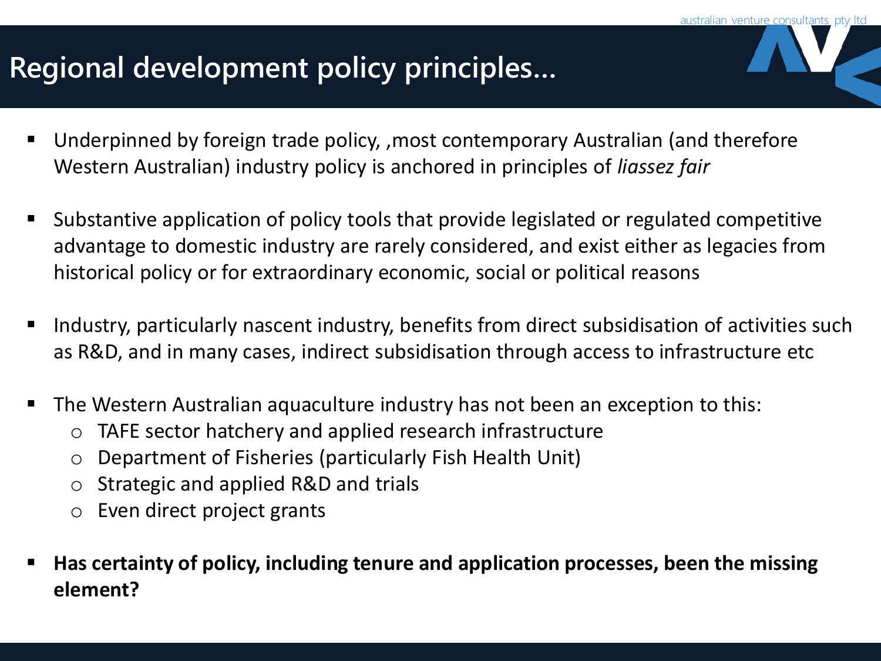# Regional development policy principles…

- Underpinned by foreign trade policy, ,most contemporary Australian (and therefore Western Australian) industry policy is anchored in principles of *liassez fair*

- Substantive application of policy tools that provide legislated or regulated competitive advantage to domestic industry are rarely considered, and exist either as legacies from historical policy or for extraordinary economic, social or political reasons

- Industry, particularly nascent industry, benefits from direct subsidisation of activities such as R&D, and in many cases, indirect subsidisation through access to infrastructure etc

- The Western Australian aquaculture industry has not been an exception to this:
  - TAFE sector hatchery and applied research infrastructure
  - Department of Fisheries (particularly Fish Health Unit)
  - Strategic and applied R&D and trials
  - Even direct project grants

- **Has certainty of policy, including tenure and application processes, been the missing element?**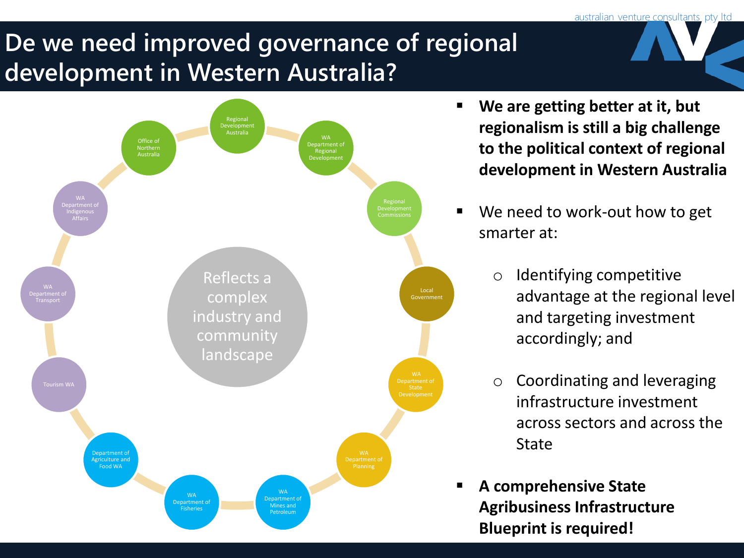# De we need improved governance of regional development in Western Australia?

Reflects a complex industry and community landscape

Regional Development Australia

WA Department of Regional Development

Regional Development Commissions

Local Government

WA Department of State Development

WA Department of Planning

WA Department of Mines and Petroleum

WA Department of Fisheries

Department of Agriculture and Food WA

Tourism WA

WA Department of Transport

WA Department of Indigenous Affairs

Office of Northern Australia

- **We are getting better at it, but regionalism is still a big challenge to the political context of regional development in Western Australia**
- We need to work-out how to get smarter at:
  - Identifying competitive advantage at the regional level and targeting investment accordingly; and
  - Coordinating and leveraging infrastructure investment across sectors and across the State
- ***A comprehensive State Agribusiness Infrastructure Blueprint is required!***